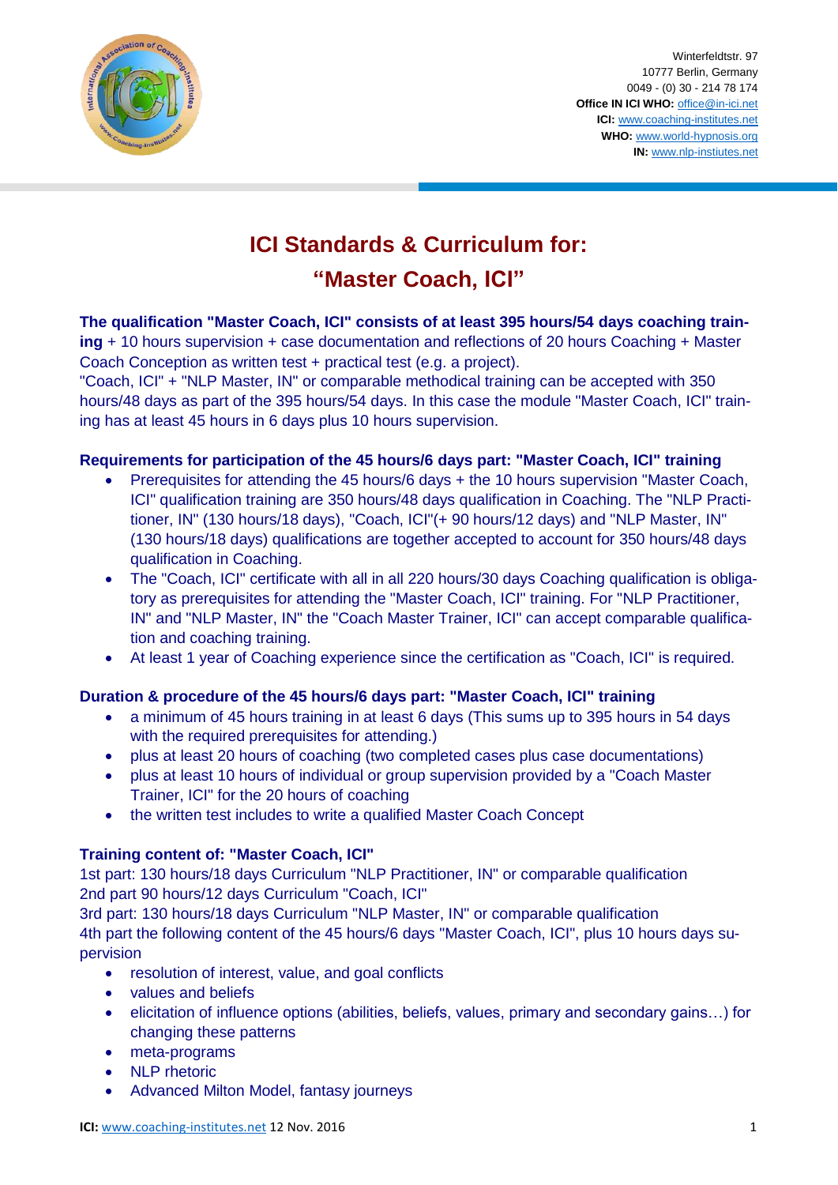Winterfeldtstr. 97
10777 Berlin, Germany
0049 - (0) 30 - 214 78 174
**Office IN ICI WHO:** office@in-ici.net
**ICI:** www.coaching-institutes.net
**WHO:** www.world-hypnosis.org
**IN:** www.nlp-instiutes.net

# ICI Standards & Curriculum for: "Master Coach, ICI"

**The qualification "Master Coach, ICI" consists of at least 395 hours/54 days coaching training** + 10 hours supervision + case documentation and reflections of 20 hours Coaching + Master Coach Conception as written test + practical test (e.g. a project).
"Coach, ICI" + "NLP Master, IN" or comparable methodical training can be accepted with 350 hours/48 days as part of the 395 hours/54 days. In this case the module "Master Coach, ICI" training has at least 45 hours in 6 days plus 10 hours supervision.

### Requirements for participation of the 45 hours/6 days part: "Master Coach, ICI" training

- Prerequisites for attending the 45 hours/6 days + the 10 hours supervision "Master Coach, ICI" qualification training are 350 hours/48 days qualification in Coaching. The "NLP Practitioner, IN" (130 hours/18 days), "Coach, ICI"(+ 90 hours/12 days) and "NLP Master, IN" (130 hours/18 days) qualifications are together accepted to account for 350 hours/48 days qualification in Coaching.
- The "Coach, ICI" certificate with all in all 220 hours/30 days Coaching qualification is obligatory as prerequisites for attending the "Master Coach, ICI" training. For "NLP Practitioner, IN" and "NLP Master, IN" the "Coach Master Trainer, ICI" can accept comparable qualification and coaching training.
- At least 1 year of Coaching experience since the certification as "Coach, ICI" is required.

### Duration & procedure of the 45 hours/6 days part: "Master Coach, ICI" training

- a minimum of 45 hours training in at least 6 days (This sums up to 395 hours in 54 days with the required prerequisites for attending.)
- plus at least 20 hours of coaching (two completed cases plus case documentations)
- plus at least 10 hours of individual or group supervision provided by a "Coach Master Trainer, ICI" for the 20 hours of coaching
- the written test includes to write a qualified Master Coach Concept

### Training content of: "Master Coach, ICI"

1st part: 130 hours/18 days Curriculum "NLP Practitioner, IN" or comparable qualification
2nd part 90 hours/12 days Curriculum "Coach, ICI"
3rd part: 130 hours/18 days Curriculum "NLP Master, IN" or comparable qualification
4th part the following content of the 45 hours/6 days "Master Coach, ICI", plus 10 hours days supervision

- resolution of interest, value, and goal conflicts
- values and beliefs
- elicitation of influence options (abilities, beliefs, values, primary and secondary gains…) for changing these patterns
- meta-programs
- NLP rhetoric
- Advanced Milton Model, fantasy journeys

**ICI:** www.coaching-institutes.net 12 Nov. 2016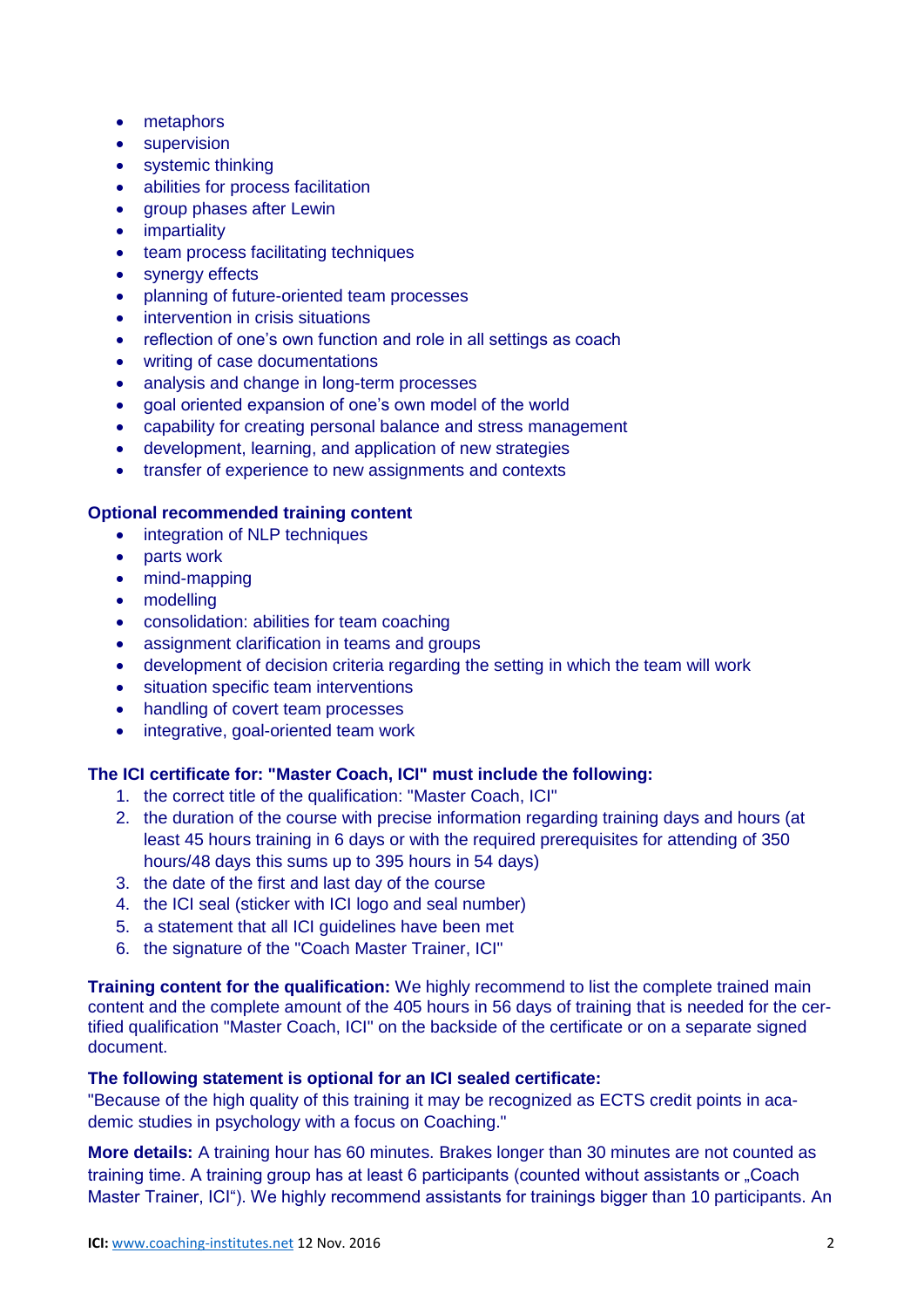- metaphors
- supervision
- systemic thinking
- abilities for process facilitation
- group phases after Lewin
- impartiality
- team process facilitating techniques
- synergy effects
- planning of future-oriented team processes
- intervention in crisis situations
- reflection of one's own function and role in all settings as coach
- writing of case documentations
- analysis and change in long-term processes
- goal oriented expansion of one's own model of the world
- capability for creating personal balance and stress management
- development, learning, and application of new strategies
- transfer of experience to new assignments and contexts

**Optional recommended training content**

- integration of NLP techniques
- parts work
- mind-mapping
- modelling
- consolidation: abilities for team coaching
- assignment clarification in teams and groups
- development of decision criteria regarding the setting in which the team will work
- situation specific team interventions
- handling of covert team processes
- integrative, goal-oriented team work

**The ICI certificate for: "Master Coach, ICI" must include the following:**

1. the correct title of the qualification: "Master Coach, ICI"
2. the duration of the course with precise information regarding training days and hours (at least 45 hours training in 6 days or with the required prerequisites for attending of 350 hours/48 days this sums up to 395 hours in 54 days)
3. the date of the first and last day of the course
4. the ICI seal (sticker with ICI logo and seal number)
5. a statement that all ICI guidelines have been met
6. the signature of the "Coach Master Trainer, ICI"

**Training content for the qualification:** We highly recommend to list the complete trained main content and the complete amount of the 405 hours in 56 days of training that is needed for the certified qualification "Master Coach, ICI" on the backside of the certificate or on a separate signed document.

**The following statement is optional for an ICI sealed certificate:**
"Because of the high quality of this training it may be recognized as ECTS credit points in academic studies in psychology with a focus on Coaching."

**More details:** A training hour has 60 minutes. Brakes longer than 30 minutes are not counted as training time. A training group has at least 6 participants (counted without assistants or „Coach Master Trainer, ICI"). We highly recommend assistants for trainings bigger than 10 participants. An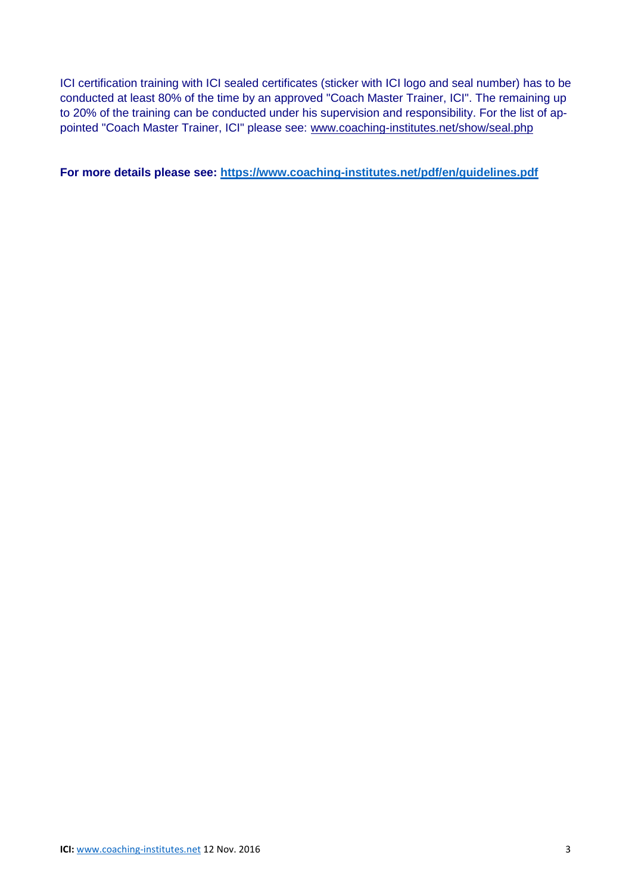ICI certification training with ICI sealed certificates (sticker with ICI logo and seal number) has to be conducted at least 80% of the time by an approved "Coach Master Trainer, ICI". The remaining up to 20% of the training can be conducted under his supervision and responsibility. For the list of appointed "Coach Master Trainer, ICI" please see: www.coaching-institutes.net/show/seal.php

**For more details please see: https://www.coaching-institutes.net/pdf/en/guidelines.pdf**